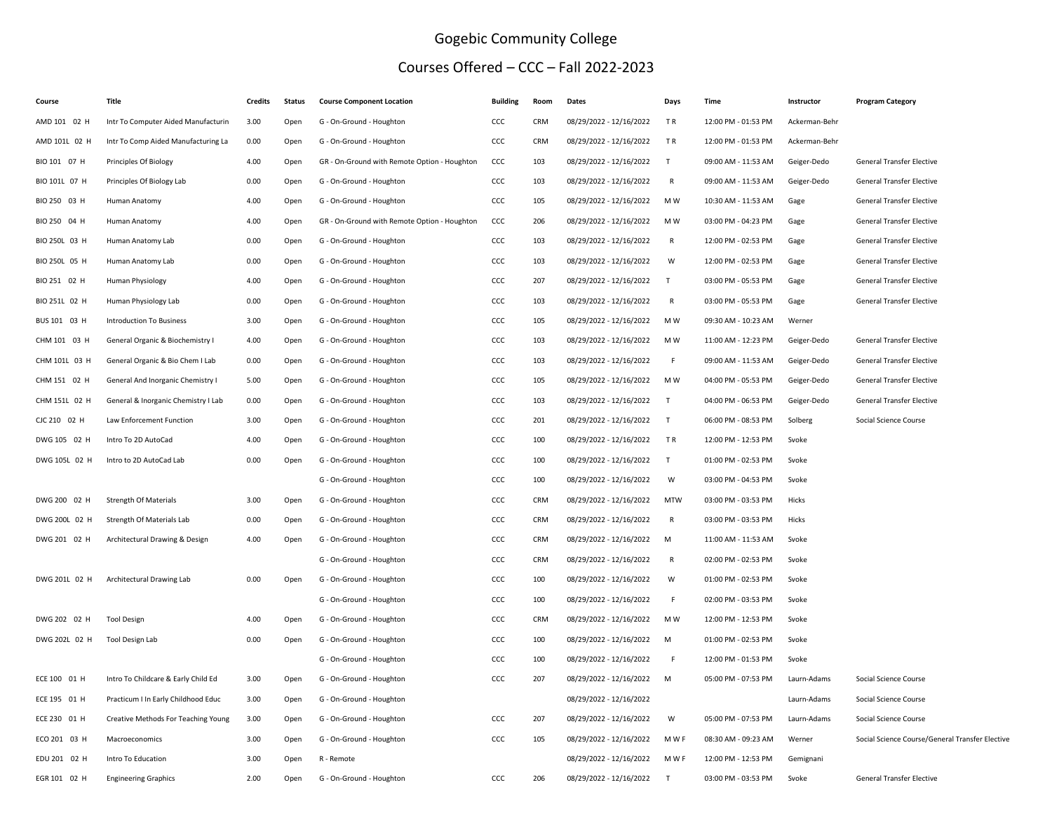# Gogebic Community College

## Courses Offered – CCC – Fall 2022-2023

| Course | Title | Credits | Status | Course Component Location | Building | Room | Dates | Days | Time | Instructor | Program Category |
|---|---|---|---|---|---|---|---|---|---|---|---|
| AMD 101 02 H | Intr To Computer Aided Manufacturin | 3.00 | Open | G - On-Ground - Houghton | CCC | CRM | 08/29/2022 - 12/16/2022 | T R | 12:00 PM - 01:53 PM | Ackerman-Behr | |
| AMD 101L 02 H | Intr To Comp Aided Manufacturing La | 0.00 | Open | G - On-Ground - Houghton | CCC | CRM | 08/29/2022 - 12/16/2022 | T R | 12:00 PM - 01:53 PM | Ackerman-Behr | |
| BIO 101 07 H | Principles Of Biology | 4.00 | Open | GR - On-Ground with Remote Option - Houghton | CCC | 103 | 08/29/2022 - 12/16/2022 | T | 09:00 AM - 11:53 AM | Geiger-Dedo | General Transfer Elective |
| BIO 101L 07 H | Principles Of Biology Lab | 0.00 | Open | G - On-Ground - Houghton | CCC | 103 | 08/29/2022 - 12/16/2022 | R | 09:00 AM - 11:53 AM | Geiger-Dedo | General Transfer Elective |
| BIO 250 03 H | Human Anatomy | 4.00 | Open | G - On-Ground - Houghton | CCC | 105 | 08/29/2022 - 12/16/2022 | M W | 10:30 AM - 11:53 AM | Gage | General Transfer Elective |
| BIO 250 04 H | Human Anatomy | 4.00 | Open | GR - On-Ground with Remote Option - Houghton | CCC | 206 | 08/29/2022 - 12/16/2022 | M W | 03:00 PM - 04:23 PM | Gage | General Transfer Elective |
| BIO 250L 03 H | Human Anatomy Lab | 0.00 | Open | G - On-Ground - Houghton | CCC | 103 | 08/29/2022 - 12/16/2022 | R | 12:00 PM - 02:53 PM | Gage | General Transfer Elective |
| BIO 250L 05 H | Human Anatomy Lab | 0.00 | Open | G - On-Ground - Houghton | CCC | 103 | 08/29/2022 - 12/16/2022 | W | 12:00 PM - 02:53 PM | Gage | General Transfer Elective |
| BIO 251 02 H | Human Physiology | 4.00 | Open | G - On-Ground - Houghton | CCC | 207 | 08/29/2022 - 12/16/2022 | T | 03:00 PM - 05:53 PM | Gage | General Transfer Elective |
| BIO 251L 02 H | Human Physiology Lab | 0.00 | Open | G - On-Ground - Houghton | CCC | 103 | 08/29/2022 - 12/16/2022 | R | 03:00 PM - 05:53 PM | Gage | General Transfer Elective |
| BUS 101 03 H | Introduction To Business | 3.00 | Open | G - On-Ground - Houghton | CCC | 105 | 08/29/2022 - 12/16/2022 | M W | 09:30 AM - 10:23 AM | Werner | |
| CHM 101 03 H | General Organic & Biochemistry I | 4.00 | Open | G - On-Ground - Houghton | CCC | 103 | 08/29/2022 - 12/16/2022 | M W | 11:00 AM - 12:23 PM | Geiger-Dedo | General Transfer Elective |
| CHM 101L 03 H | General Organic & Bio Chem I Lab | 0.00 | Open | G - On-Ground - Houghton | CCC | 103 | 08/29/2022 - 12/16/2022 | F | 09:00 AM - 11:53 AM | Geiger-Dedo | General Transfer Elective |
| CHM 151 02 H | General And Inorganic Chemistry I | 5.00 | Open | G - On-Ground - Houghton | CCC | 105 | 08/29/2022 - 12/16/2022 | M W | 04:00 PM - 05:53 PM | Geiger-Dedo | General Transfer Elective |
| CHM 151L 02 H | General & Inorganic Chemistry I Lab | 0.00 | Open | G - On-Ground - Houghton | CCC | 103 | 08/29/2022 - 12/16/2022 | T | 04:00 PM - 06:53 PM | Geiger-Dedo | General Transfer Elective |
| CJC 210 02 H | Law Enforcement Function | 3.00 | Open | G - On-Ground - Houghton | CCC | 201 | 08/29/2022 - 12/16/2022 | T | 06:00 PM - 08:53 PM | Solberg | Social Science Course |
| DWG 105 02 H | Intro To 2D AutoCad | 4.00 | Open | G - On-Ground - Houghton | CCC | 100 | 08/29/2022 - 12/16/2022 | T R | 12:00 PM - 12:53 PM | Svoke | |
| DWG 105L 02 H | Intro to 2D AutoCad Lab | 0.00 | Open | G - On-Ground - Houghton | CCC | 100 | 08/29/2022 - 12/16/2022 | T | 01:00 PM - 02:53 PM | Svoke | |
| | | | | G - On-Ground - Houghton | CCC | 100 | 08/29/2022 - 12/16/2022 | W | 03:00 PM - 04:53 PM | Svoke | |
| DWG 200 02 H | Strength Of Materials | 3.00 | Open | G - On-Ground - Houghton | CCC | CRM | 08/29/2022 - 12/16/2022 | MTW | 03:00 PM - 03:53 PM | Hicks | |
| DWG 200L 02 H | Strength Of Materials Lab | 0.00 | Open | G - On-Ground - Houghton | CCC | CRM | 08/29/2022 - 12/16/2022 | R | 03:00 PM - 03:53 PM | Hicks | |
| DWG 201 02 H | Architectural Drawing & Design | 4.00 | Open | G - On-Ground - Houghton | CCC | CRM | 08/29/2022 - 12/16/2022 | M | 11:00 AM - 11:53 AM | Svoke | |
| | | | | G - On-Ground - Houghton | CCC | CRM | 08/29/2022 - 12/16/2022 | R | 02:00 PM - 02:53 PM | Svoke | |
| DWG 201L 02 H | Architectural Drawing Lab | 0.00 | Open | G - On-Ground - Houghton | CCC | 100 | 08/29/2022 - 12/16/2022 | W | 01:00 PM - 02:53 PM | Svoke | |
| | | | | G - On-Ground - Houghton | CCC | 100 | 08/29/2022 - 12/16/2022 | F | 02:00 PM - 03:53 PM | Svoke | |
| DWG 202 02 H | Tool Design | 4.00 | Open | G - On-Ground - Houghton | CCC | CRM | 08/29/2022 - 12/16/2022 | M W | 12:00 PM - 12:53 PM | Svoke | |
| DWG 202L 02 H | Tool Design Lab | 0.00 | Open | G - On-Ground - Houghton | CCC | 100 | 08/29/2022 - 12/16/2022 | M | 01:00 PM - 02:53 PM | Svoke | |
| | | | | G - On-Ground - Houghton | CCC | 100 | 08/29/2022 - 12/16/2022 | F | 12:00 PM - 01:53 PM | Svoke | |
| ECE 100 01 H | Intro To Childcare & Early Child Ed | 3.00 | Open | G - On-Ground - Houghton | CCC | 207 | 08/29/2022 - 12/16/2022 | M | 05:00 PM - 07:53 PM | Laurn-Adams | Social Science Course |
| ECE 195 01 H | Practicum I In Early Childhood Educ | 3.00 | Open | G - On-Ground - Houghton | | | 08/29/2022 - 12/16/2022 | | | Laurn-Adams | Social Science Course |
| ECE 230 01 H | Creative Methods For Teaching Young | 3.00 | Open | G - On-Ground - Houghton | CCC | 207 | 08/29/2022 - 12/16/2022 | W | 05:00 PM - 07:53 PM | Laurn-Adams | Social Science Course |
| ECO 201 03 H | Macroeconomics | 3.00 | Open | G - On-Ground - Houghton | CCC | 105 | 08/29/2022 - 12/16/2022 | M W F | 08:30 AM - 09:23 AM | Werner | Social Science Course/General Transfer Elective |
| EDU 201 02 H | Intro To Education | 3.00 | Open | R - Remote | | | 08/29/2022 - 12/16/2022 | M W F | 12:00 PM - 12:53 PM | Gemignani | |
| EGR 101 02 H | Engineering Graphics | 2.00 | Open | G - On-Ground - Houghton | CCC | 206 | 08/29/2022 - 12/16/2022 | T | 03:00 PM - 03:53 PM | Svoke | General Transfer Elective |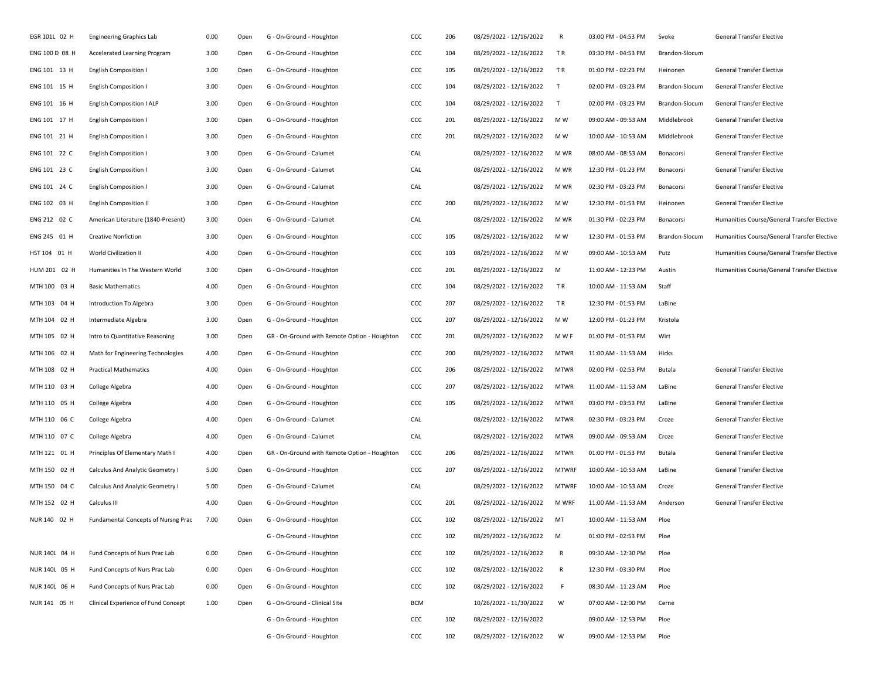| | | | | | | | | | | | |
|---|---|---|---|---|---|---|---|---|---|---|---|
| EGR 101L 02 H | Engineering Graphics Lab | 0.00 | Open | G - On-Ground - Houghton | CCC | 206 | 08/29/2022 - 12/16/2022 | R | 03:00 PM - 04:53 PM | Svoke | General Transfer Elective |
| ENG 100 D 08 H | Accelerated Learning Program | 3.00 | Open | G - On-Ground - Houghton | CCC | 104 | 08/29/2022 - 12/16/2022 | T R | 03:30 PM - 04:53 PM | Brandon-Slocum | |
| ENG 101 13 H | English Composition I | 3.00 | Open | G - On-Ground - Houghton | CCC | 105 | 08/29/2022 - 12/16/2022 | T R | 01:00 PM - 02:23 PM | Heinonen | General Transfer Elective |
| ENG 101 15 H | English Composition I | 3.00 | Open | G - On-Ground - Houghton | CCC | 104 | 08/29/2022 - 12/16/2022 | T | 02:00 PM - 03:23 PM | Brandon-Slocum | General Transfer Elective |
| ENG 101 16 H | English Composition I ALP | 3.00 | Open | G - On-Ground - Houghton | CCC | 104 | 08/29/2022 - 12/16/2022 | T | 02:00 PM - 03:23 PM | Brandon-Slocum | General Transfer Elective |
| ENG 101 17 H | English Composition I | 3.00 | Open | G - On-Ground - Houghton | CCC | 201 | 08/29/2022 - 12/16/2022 | M W | 09:00 AM - 09:53 AM | Middlebrook | General Transfer Elective |
| ENG 101 21 H | English Composition I | 3.00 | Open | G - On-Ground - Houghton | CCC | 201 | 08/29/2022 - 12/16/2022 | M W | 10:00 AM - 10:53 AM | Middlebrook | General Transfer Elective |
| ENG 101 22 C | English Composition I | 3.00 | Open | G - On-Ground - Calumet | CAL | | 08/29/2022 - 12/16/2022 | M WR | 08:00 AM - 08:53 AM | Bonacorsi | General Transfer Elective |
| ENG 101 23 C | English Composition I | 3.00 | Open | G - On-Ground - Calumet | CAL | | 08/29/2022 - 12/16/2022 | M WR | 12:30 PM - 01:23 PM | Bonacorsi | General Transfer Elective |
| ENG 101 24 C | English Composition I | 3.00 | Open | G - On-Ground - Calumet | CAL | | 08/29/2022 - 12/16/2022 | M WR | 02:30 PM - 03:23 PM | Bonacorsi | General Transfer Elective |
| ENG 102 03 H | English Composition II | 3.00 | Open | G - On-Ground - Houghton | CCC | 200 | 08/29/2022 - 12/16/2022 | M W | 12:30 PM - 01:53 PM | Heinonen | General Transfer Elective |
| ENG 212 02 C | American Literature (1840-Present) | 3.00 | Open | G - On-Ground - Calumet | CAL | | 08/29/2022 - 12/16/2022 | M WR | 01:30 PM - 02:23 PM | Bonacorsi | Humanities Course/General Transfer Elective |
| ENG 245 01 H | Creative Nonfiction | 3.00 | Open | G - On-Ground - Houghton | CCC | 105 | 08/29/2022 - 12/16/2022 | M W | 12:30 PM - 01:53 PM | Brandon-Slocum | Humanities Course/General Transfer Elective |
| HST 104 01 H | World Civilization II | 4.00 | Open | G - On-Ground - Houghton | CCC | 103 | 08/29/2022 - 12/16/2022 | M W | 09:00 AM - 10:53 AM | Putz | Humanities Course/General Transfer Elective |
| HUM 201 02 H | Humanities In The Western World | 3.00 | Open | G - On-Ground - Houghton | CCC | 201 | 08/29/2022 - 12/16/2022 | M | 11:00 AM - 12:23 PM | Austin | Humanities Course/General Transfer Elective |
| MTH 100 03 H | Basic Mathematics | 4.00 | Open | G - On-Ground - Houghton | CCC | 104 | 08/29/2022 - 12/16/2022 | T R | 10:00 AM - 11:53 AM | Staff | |
| MTH 103 04 H | Introduction To Algebra | 3.00 | Open | G - On-Ground - Houghton | CCC | 207 | 08/29/2022 - 12/16/2022 | T R | 12:30 PM - 01:53 PM | LaBine | |
| MTH 104 02 H | Intermediate Algebra | 3.00 | Open | G - On-Ground - Houghton | CCC | 207 | 08/29/2022 - 12/16/2022 | M W | 12:00 PM - 01:23 PM | Kristola | |
| MTH 105 02 H | Intro to Quantitative Reasoning | 3.00 | Open | GR - On-Ground with Remote Option - Houghton | CCC | 201 | 08/29/2022 - 12/16/2022 | M W F | 01:00 PM - 01:53 PM | Wirt | |
| MTH 106 02 H | Math for Engineering Technologies | 4.00 | Open | G - On-Ground - Houghton | CCC | 200 | 08/29/2022 - 12/16/2022 | MTWR | 11:00 AM - 11:53 AM | Hicks | |
| MTH 108 02 H | Practical Mathematics | 4.00 | Open | G - On-Ground - Houghton | CCC | 206 | 08/29/2022 - 12/16/2022 | MTWR | 02:00 PM - 02:53 PM | Butala | General Transfer Elective |
| MTH 110 03 H | College Algebra | 4.00 | Open | G - On-Ground - Houghton | CCC | 207 | 08/29/2022 - 12/16/2022 | MTWR | 11:00 AM - 11:53 AM | LaBine | General Transfer Elective |
| MTH 110 05 H | College Algebra | 4.00 | Open | G - On-Ground - Houghton | CCC | 105 | 08/29/2022 - 12/16/2022 | MTWR | 03:00 PM - 03:53 PM | LaBine | General Transfer Elective |
| MTH 110 06 C | College Algebra | 4.00 | Open | G - On-Ground - Calumet | CAL | | 08/29/2022 - 12/16/2022 | MTWR | 02:30 PM - 03:23 PM | Croze | General Transfer Elective |
| MTH 110 07 C | College Algebra | 4.00 | Open | G - On-Ground - Calumet | CAL | | 08/29/2022 - 12/16/2022 | MTWR | 09:00 AM - 09:53 AM | Croze | General Transfer Elective |
| MTH 121 01 H | Principles Of Elementary Math I | 4.00 | Open | GR - On-Ground with Remote Option - Houghton | CCC | 206 | 08/29/2022 - 12/16/2022 | MTWR | 01:00 PM - 01:53 PM | Butala | General Transfer Elective |
| MTH 150 02 H | Calculus And Analytic Geometry I | 5.00 | Open | G - On-Ground - Houghton | CCC | 207 | 08/29/2022 - 12/16/2022 | MTWRF | 10:00 AM - 10:53 AM | LaBine | General Transfer Elective |
| MTH 150 04 C | Calculus And Analytic Geometry I | 5.00 | Open | G - On-Ground - Calumet | CAL | | 08/29/2022 - 12/16/2022 | MTWRF | 10:00 AM - 10:53 AM | Croze | General Transfer Elective |
| MTH 152 02 H | Calculus III | 4.00 | Open | G - On-Ground - Houghton | CCC | 201 | 08/29/2022 - 12/16/2022 | M WRF | 11:00 AM - 11:53 AM | Anderson | General Transfer Elective |
| NUR 140 02 H | Fundamental Concepts of Nursng Prac | 7.00 | Open | G - On-Ground - Houghton | CCC | 102 | 08/29/2022 - 12/16/2022 | MT | 10:00 AM - 11:53 AM | Ploe | |
| | | | | G - On-Ground - Houghton | CCC | 102 | 08/29/2022 - 12/16/2022 | M | 01:00 PM - 02:53 PM | Ploe | |
| NUR 140L 04 H | Fund Concepts of Nurs Prac Lab | 0.00 | Open | G - On-Ground - Houghton | CCC | 102 | 08/29/2022 - 12/16/2022 | R | 09:30 AM - 12:30 PM | Ploe | |
| NUR 140L 05 H | Fund Concepts of Nurs Prac Lab | 0.00 | Open | G - On-Ground - Houghton | CCC | 102 | 08/29/2022 - 12/16/2022 | R | 12:30 PM - 03:30 PM | Ploe | |
| NUR 140L 06 H | Fund Concepts of Nurs Prac Lab | 0.00 | Open | G - On-Ground - Houghton | CCC | 102 | 08/29/2022 - 12/16/2022 | F | 08:30 AM - 11:23 AM | Ploe | |
| NUR 141 05 H | Clinical Experience of Fund Concept | 1.00 | Open | G - On-Ground - Clinical Site | BCM | | 10/26/2022 - 11/30/2022 | W | 07:00 AM - 12:00 PM | Cerne | |
| | | | | G - On-Ground - Houghton | CCC | 102 | 08/29/2022 - 12/16/2022 | | 09:00 AM - 12:53 PM | Ploe | |
| | | | | G - On-Ground - Houghton | CCC | 102 | 08/29/2022 - 12/16/2022 | W | 09:00 AM - 12:53 PM | Ploe | |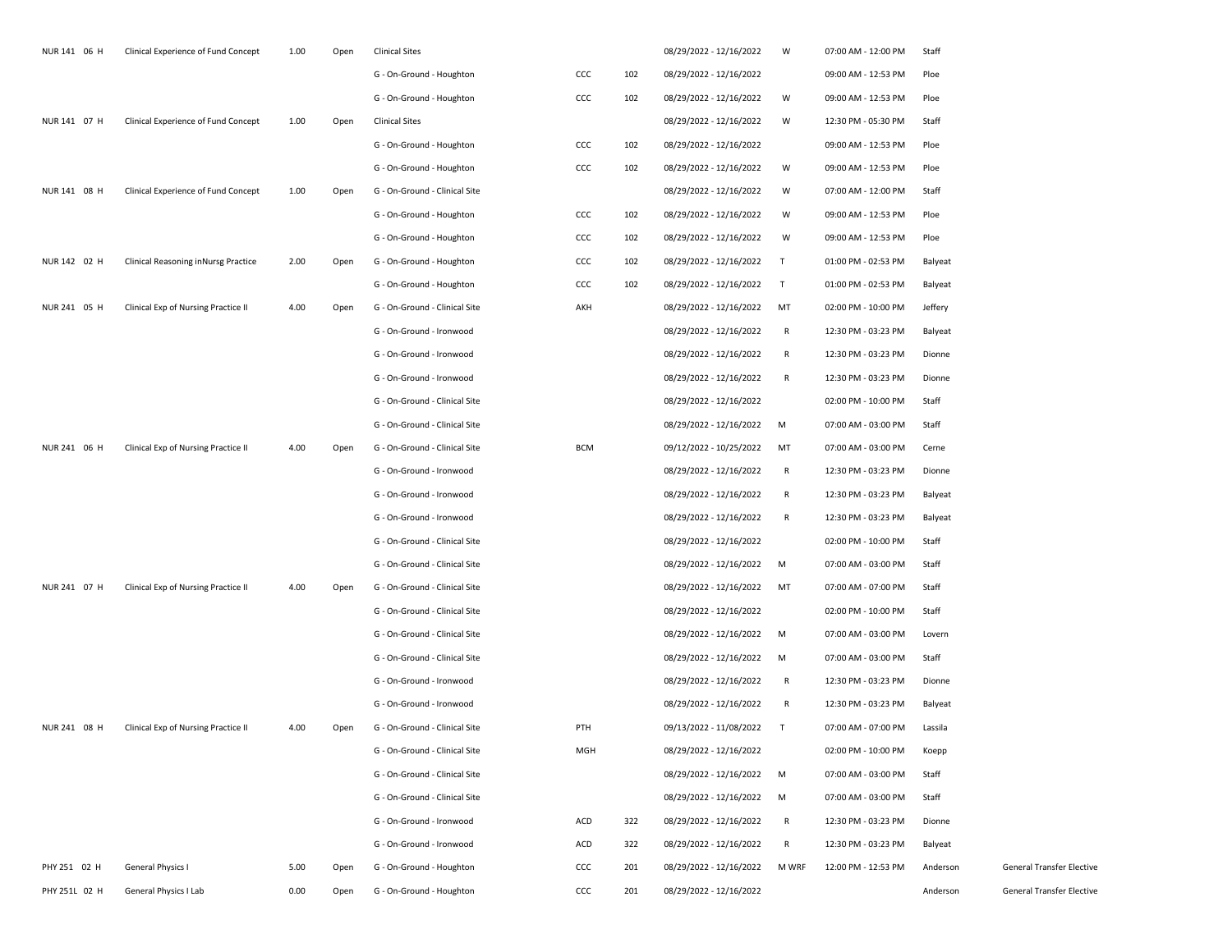|  |  |  |  |  |  |  |  |  |  |  |  |
|---|---|---|---|---|---|---|---|---|---|---|---|
| NUR 141 06 H | Clinical Experience of Fund Concept | 1.00 | Open | Clinical Sites |  |  | 08/29/2022 - 12/16/2022 | W | 07:00 AM - 12:00 PM | Staff |  |
|  |  |  |  | G - On-Ground - Houghton | CCC | 102 | 08/29/2022 - 12/16/2022 |  | 09:00 AM - 12:53 PM | Ploe |  |
|  |  |  |  | G - On-Ground - Houghton | CCC | 102 | 08/29/2022 - 12/16/2022 | W | 09:00 AM - 12:53 PM | Ploe |  |
| NUR 141 07 H | Clinical Experience of Fund Concept | 1.00 | Open | Clinical Sites |  |  | 08/29/2022 - 12/16/2022 | W | 12:30 PM - 05:30 PM | Staff |  |
|  |  |  |  | G - On-Ground - Houghton | CCC | 102 | 08/29/2022 - 12/16/2022 |  | 09:00 AM - 12:53 PM | Ploe |  |
|  |  |  |  | G - On-Ground - Houghton | CCC | 102 | 08/29/2022 - 12/16/2022 | W | 09:00 AM - 12:53 PM | Ploe |  |
| NUR 141 08 H | Clinical Experience of Fund Concept | 1.00 | Open | G - On-Ground - Clinical Site |  |  | 08/29/2022 - 12/16/2022 | W | 07:00 AM - 12:00 PM | Staff |  |
|  |  |  |  | G - On-Ground - Houghton | CCC | 102 | 08/29/2022 - 12/16/2022 | W | 09:00 AM - 12:53 PM | Ploe |  |
|  |  |  |  | G - On-Ground - Houghton | CCC | 102 | 08/29/2022 - 12/16/2022 | W | 09:00 AM - 12:53 PM | Ploe |  |
| NUR 142 02 H | Clinical Reasoning inNursg Practice | 2.00 | Open | G - On-Ground - Houghton | CCC | 102 | 08/29/2022 - 12/16/2022 | T | 01:00 PM - 02:53 PM | Balyeat |  |
|  |  |  |  | G - On-Ground - Houghton | CCC | 102 | 08/29/2022 - 12/16/2022 | T | 01:00 PM - 02:53 PM | Balyeat |  |
| NUR 241 05 H | Clinical Exp of Nursing Practice II | 4.00 | Open | G - On-Ground - Clinical Site | AKH |  | 08/29/2022 - 12/16/2022 | MT | 02:00 PM - 10:00 PM | Jeffery |  |
|  |  |  |  | G - On-Ground - Ironwood |  |  | 08/29/2022 - 12/16/2022 | R | 12:30 PM - 03:23 PM | Balyeat |  |
|  |  |  |  | G - On-Ground - Ironwood |  |  | 08/29/2022 - 12/16/2022 | R | 12:30 PM - 03:23 PM | Dionne |  |
|  |  |  |  | G - On-Ground - Ironwood |  |  | 08/29/2022 - 12/16/2022 | R | 12:30 PM - 03:23 PM | Dionne |  |
|  |  |  |  | G - On-Ground - Clinical Site |  |  | 08/29/2022 - 12/16/2022 |  | 02:00 PM - 10:00 PM | Staff |  |
|  |  |  |  | G - On-Ground - Clinical Site |  |  | 08/29/2022 - 12/16/2022 | M | 07:00 AM - 03:00 PM | Staff |  |
| NUR 241 06 H | Clinical Exp of Nursing Practice II | 4.00 | Open | G - On-Ground - Clinical Site | BCM |  | 09/12/2022 - 10/25/2022 | MT | 07:00 AM - 03:00 PM | Cerne |  |
|  |  |  |  | G - On-Ground - Ironwood |  |  | 08/29/2022 - 12/16/2022 | R | 12:30 PM - 03:23 PM | Dionne |  |
|  |  |  |  | G - On-Ground - Ironwood |  |  | 08/29/2022 - 12/16/2022 | R | 12:30 PM - 03:23 PM | Balyeat |  |
|  |  |  |  | G - On-Ground - Ironwood |  |  | 08/29/2022 - 12/16/2022 | R | 12:30 PM - 03:23 PM | Balyeat |  |
|  |  |  |  | G - On-Ground - Clinical Site |  |  | 08/29/2022 - 12/16/2022 |  | 02:00 PM - 10:00 PM | Staff |  |
|  |  |  |  | G - On-Ground - Clinical Site |  |  | 08/29/2022 - 12/16/2022 | M | 07:00 AM - 03:00 PM | Staff |  |
| NUR 241 07 H | Clinical Exp of Nursing Practice II | 4.00 | Open | G - On-Ground - Clinical Site |  |  | 08/29/2022 - 12/16/2022 | MT | 07:00 AM - 07:00 PM | Staff |  |
|  |  |  |  | G - On-Ground - Clinical Site |  |  | 08/29/2022 - 12/16/2022 |  | 02:00 PM - 10:00 PM | Staff |  |
|  |  |  |  | G - On-Ground - Clinical Site |  |  | 08/29/2022 - 12/16/2022 | M | 07:00 AM - 03:00 PM | Lovern |  |
|  |  |  |  | G - On-Ground - Clinical Site |  |  | 08/29/2022 - 12/16/2022 | M | 07:00 AM - 03:00 PM | Staff |  |
|  |  |  |  | G - On-Ground - Ironwood |  |  | 08/29/2022 - 12/16/2022 | R | 12:30 PM - 03:23 PM | Dionne |  |
|  |  |  |  | G - On-Ground - Ironwood |  |  | 08/29/2022 - 12/16/2022 | R | 12:30 PM - 03:23 PM | Balyeat |  |
| NUR 241 08 H | Clinical Exp of Nursing Practice II | 4.00 | Open | G - On-Ground - Clinical Site | PTH |  | 09/13/2022 - 11/08/2022 | T | 07:00 AM - 07:00 PM | Lassila |  |
|  |  |  |  | G - On-Ground - Clinical Site | MGH |  | 08/29/2022 - 12/16/2022 |  | 02:00 PM - 10:00 PM | Koepp |  |
|  |  |  |  | G - On-Ground - Clinical Site |  |  | 08/29/2022 - 12/16/2022 | M | 07:00 AM - 03:00 PM | Staff |  |
|  |  |  |  | G - On-Ground - Clinical Site |  |  | 08/29/2022 - 12/16/2022 | M | 07:00 AM - 03:00 PM | Staff |  |
|  |  |  |  | G - On-Ground - Ironwood | ACD | 322 | 08/29/2022 - 12/16/2022 | R | 12:30 PM - 03:23 PM | Dionne |  |
|  |  |  |  | G - On-Ground - Ironwood | ACD | 322 | 08/29/2022 - 12/16/2022 | R | 12:30 PM - 03:23 PM | Balyeat |  |
| PHY 251 02 H | General Physics I | 5.00 | Open | G - On-Ground - Houghton | CCC | 201 | 08/29/2022 - 12/16/2022 | M WRF | 12:00 PM - 12:53 PM | Anderson | General Transfer Elective |
| PHY 251L 02 H | General Physics I Lab | 0.00 | Open | G - On-Ground - Houghton | CCC | 201 | 08/29/2022 - 12/16/2022 |  |  | Anderson | General Transfer Elective |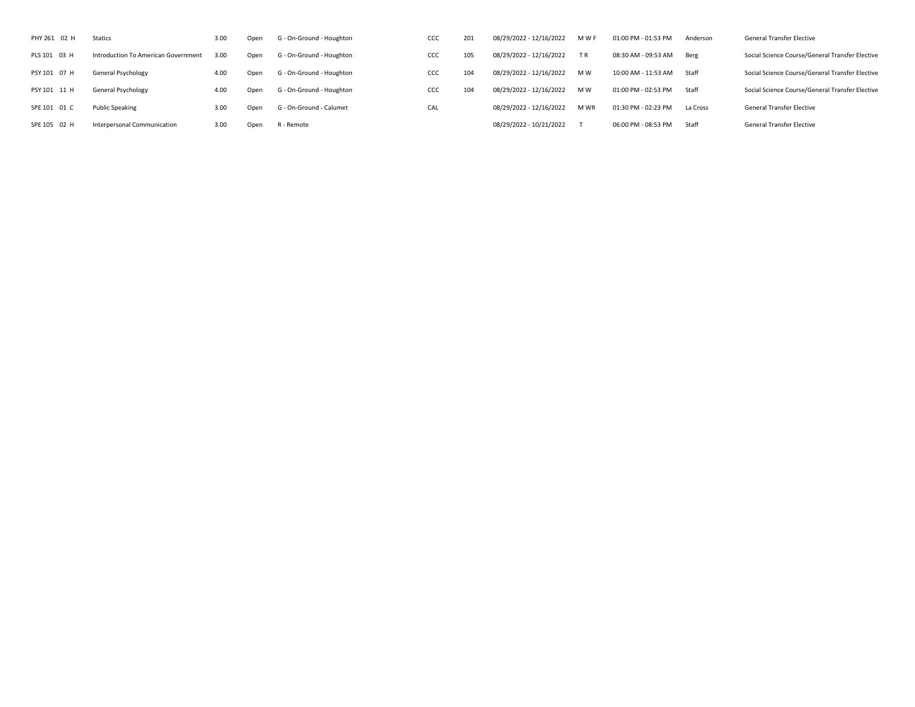| | | | | | | | | | | | |
|---|---|---|---|---|---|---|---|---|---|---|---|
| PHY 261 02 H | Statics | 3.00 | Open | G - On-Ground - Houghton | CCC | 201 | 08/29/2022 - 12/16/2022 | M W F | 01:00 PM - 01:53 PM | Anderson | General Transfer Elective |
| PLS 101 03 H | Introduction To American Government | 3.00 | Open | G - On-Ground - Houghton | CCC | 105 | 08/29/2022 - 12/16/2022 | T R | 08:30 AM - 09:53 AM | Berg | Social Science Course/General Transfer Elective |
| PSY 101 07 H | General Psychology | 4.00 | Open | G - On-Ground - Houghton | CCC | 104 | 08/29/2022 - 12/16/2022 | M W | 10:00 AM - 11:53 AM | Staff | Social Science Course/General Transfer Elective |
| PSY 101 11 H | General Psychology | 4.00 | Open | G - On-Ground - Houghton | CCC | 104 | 08/29/2022 - 12/16/2022 | M W | 01:00 PM - 02:53 PM | Staff | Social Science Course/General Transfer Elective |
| SPE 101 01 C | Public Speaking | 3.00 | Open | G - On-Ground - Calumet | CAL | | 08/29/2022 - 12/16/2022 | M WR | 01:30 PM - 02:23 PM | La Cross | General Transfer Elective |
| SPE 105 02 H | Interpersonal Communication | 3.00 | Open | R - Remote | | | 08/29/2022 - 10/21/2022 | T | 06:00 PM - 08:53 PM | Staff | General Transfer Elective |